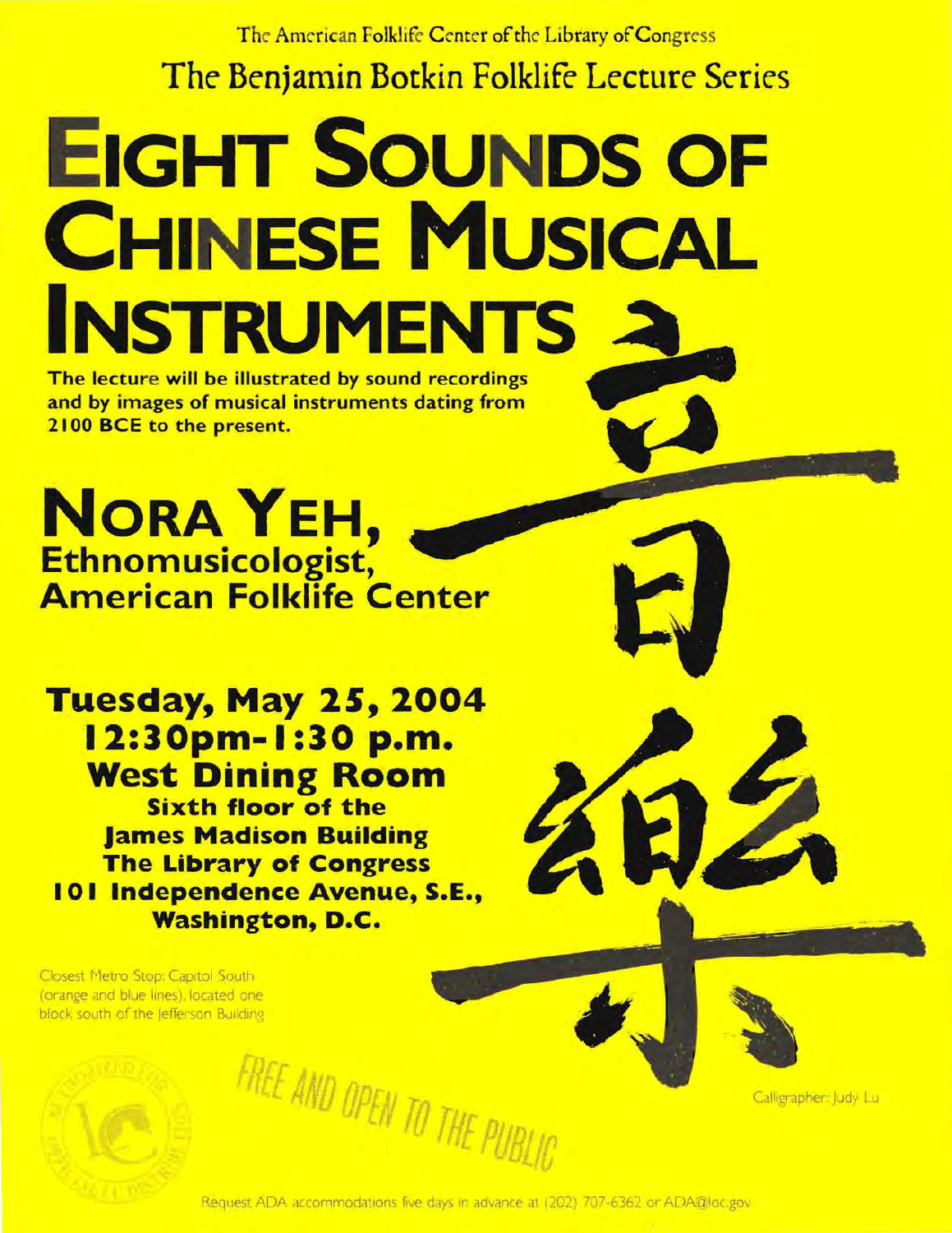The American Folklife Center of the Library of Congress

The Benjamin Botkin Folklife Lecture Series

# EIGHT SOUNDS OF CHINESE MUSICAL INSTRUMENTS

**The lecture will be illustrated by sound recordings and by images of musical instruments dating from 2100 BCE to the present.**

## NORA YEH,

**Ethnomusicologist, American Folklife Center**

**Tuesday, May 25, 2004**
**12:30pm-1:30 p.m.**
**West Dining Room**
**Sixth floor of the James Madison Building**
**The Library of Congress**
**101 Independence Avenue, S.E., Washington, D.C.**

Closest Metro Stop: Capitol South (orange and blue lines), located one block south of the Jefferson Building

音樂

Calligrapher: Judy Lu

FREE AND OPEN TO THE PUBLIC

Request ADA accommodations five days in advance at (202) 707-6362 or ADA@loc.gov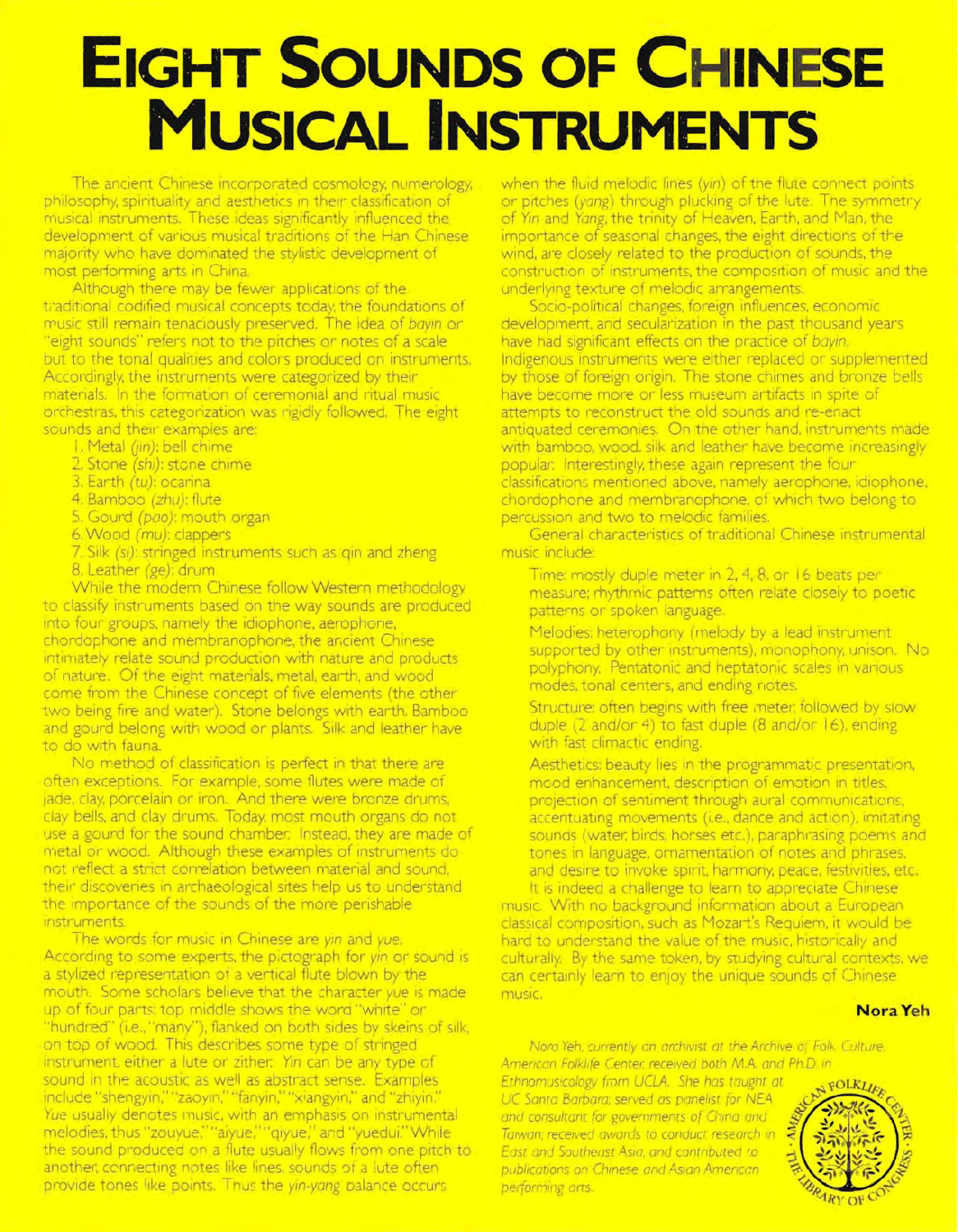# Eight Sounds of Chinese Musical Instruments

The ancient Chinese incorporated cosmology, numerology, philosophy, spirituality and aesthetics in their classification of musical instruments. These ideas significantly influenced the development of various musical traditions of the Han Chinese majority who have dominated the stylistic development of most performing arts in China.

Although there may be fewer applications of the traditional codified musical concepts today, the foundations of music still remain tenaciously preserved. The idea of *bayin* or "eight sounds" refers not to the pitches or notes of a scale but to the tonal qualities and colors produced on instruments. Accordingly, the instruments were categorized by their materials. In the formation of ceremonial and ritual music orchestras, this categorization was rigidly followed. The eight sounds and their examples are:

1. Metal *(jin)*: bell chime
2. Stone *(shi)*: stone chime
3. Earth *(tu)*: ocarina
4. Bamboo *(zhu)*: flute
5. Gourd *(pao)*: mouth organ
6. Wood *(mu)*: clappers
7. Silk *(si)*: stringed instruments such as qin and zheng
8. Leather *(ge)*: drum

While the modern Chinese follow Western methodology to classify instruments based on the way sounds are produced into four groups, namely the idiophone, aerophone, chordophone and membranophone, the ancient Chinese intimately relate sound production with nature and products of nature. Of the eight materials, metal, earth, and wood come from the Chinese concept of five elements (the other two being fire and water). Stone belongs with earth. Bamboo and gourd belong with wood or plants. Silk and leather have to do with fauna.

No method of classification is perfect in that there are often exceptions. For example, some flutes were made of jade, clay, porcelain or iron. And there were bronze drums, clay bells, and clay drums. Today, most mouth organs do not use a gourd for the sound chamber. Instead, they are made of metal or wood. Although these examples of instruments do not reflect a strict correlation between material and sound, their discoveries in archaeological sites help us to understand the importance of the sounds of the more perishable instruments.

The words for music in Chinese are *yin* and *yue*. According to some experts, the pictograph for *yin* or sound is a stylized representation of a vertical flute blown by the mouth. Some scholars believe that the character *yue* is made up of four parts: top middle shows the word "white" or "hundred" (i.e., "many"), flanked on both sides by skeins of silk, on top of wood. This describes some type of stringed instrument, either a lute or zither. *Yin* can be any type of sound in the acoustic as well as abstract sense. Examples include "shengyin," "zaoyin," "fanyin," "xiangyin," and "zhiyin." *Yue* usually denotes music, with an emphasis on instrumental melodies, thus "zouyue," "aiyue," "qiyue," and "yuedui." While the sound produced on a flute usually flows from one pitch to another, connecting notes like lines, sounds of a lute often provide tones like points. Thus the *yin-yang* balance occurs when the fluid melodic lines *(yin)* of the flute connect points or pitches *(yang)* through plucking of the lute. The symmetry of *Yin* and *Yang*, the trinity of Heaven, Earth, and Man, the importance of seasonal changes, the eight directions of the wind, are closely related to the production of sounds, the construction of instruments, the composition of music and the underlying texture of melodic arrangements.

Socio-political changes, foreign influences, economic development, and secularization in the past thousand years have had significant effects on the practice of *bayin*. Indigenous instruments were either replaced or supplemented by those of foreign origin. The stone chimes and bronze bells have become more or less museum artifacts in spite of attempts to reconstruct the old sounds and re-enact antiquated ceremonies. On the other hand, instruments made with bamboo, wood, silk and leather have become increasingly popular. Interestingly, these again represent the four classifications mentioned above, namely aerophone, idiophone, chordophone and membranophone, of which two belong to percussion and two to melodic families.

General characteristics of traditional Chinese instrumental music include:

Time: mostly duple meter in 2, 4, 8, or 16 beats per measure; rhythmic patterns often relate closely to poetic patterns or spoken language.

Melodies: heterophony (melody by a lead instrument supported by other instruments), monophony, unison. No polyphony. Pentatonic and heptatonic scales in various modes, tonal centers, and ending notes.

Structure: often begins with free meter, followed by slow duple (2 and/or 4) to fast duple (8 and/or 16), ending with fast climactic ending.

Aesthetics: beauty lies in the programmatic presentation, mood enhancement, description of emotion in titles, projection of sentiment through aural communications, accentuating movements (i.e., dance and action), imitating sounds (water, birds, horses etc.), paraphrasing poems and tones in language, ornamentation of notes and phrases, and desire to invoke spirit, harmony, peace, festivities, etc.

It is indeed a challenge to learn to appreciate Chinese music. With no background information about a European classical composition, such as Mozart's Requiem, it would be hard to understand the value of the music, historically and culturally. By the same token, by studying cultural contexts, we can certainly learn to enjoy the unique sounds of Chinese music.

**Nora Yeh**

*Nora Yeh, currently an archivist at the Archive of Folk Culture, American Folklife Center, received both M.A. and Ph.D. in Ethnomusicology from UCLA. She has taught at UC Santa Barbara; served as panelist for NEA and consultant for governments of China and Taiwan; received awards to conduct research in East and Southeast Asia, and contributed to publications on Chinese and Asian American performing arts.*

AMERICAN FOLKLIFE CENTER · THE LIBRARY OF CONGRESS